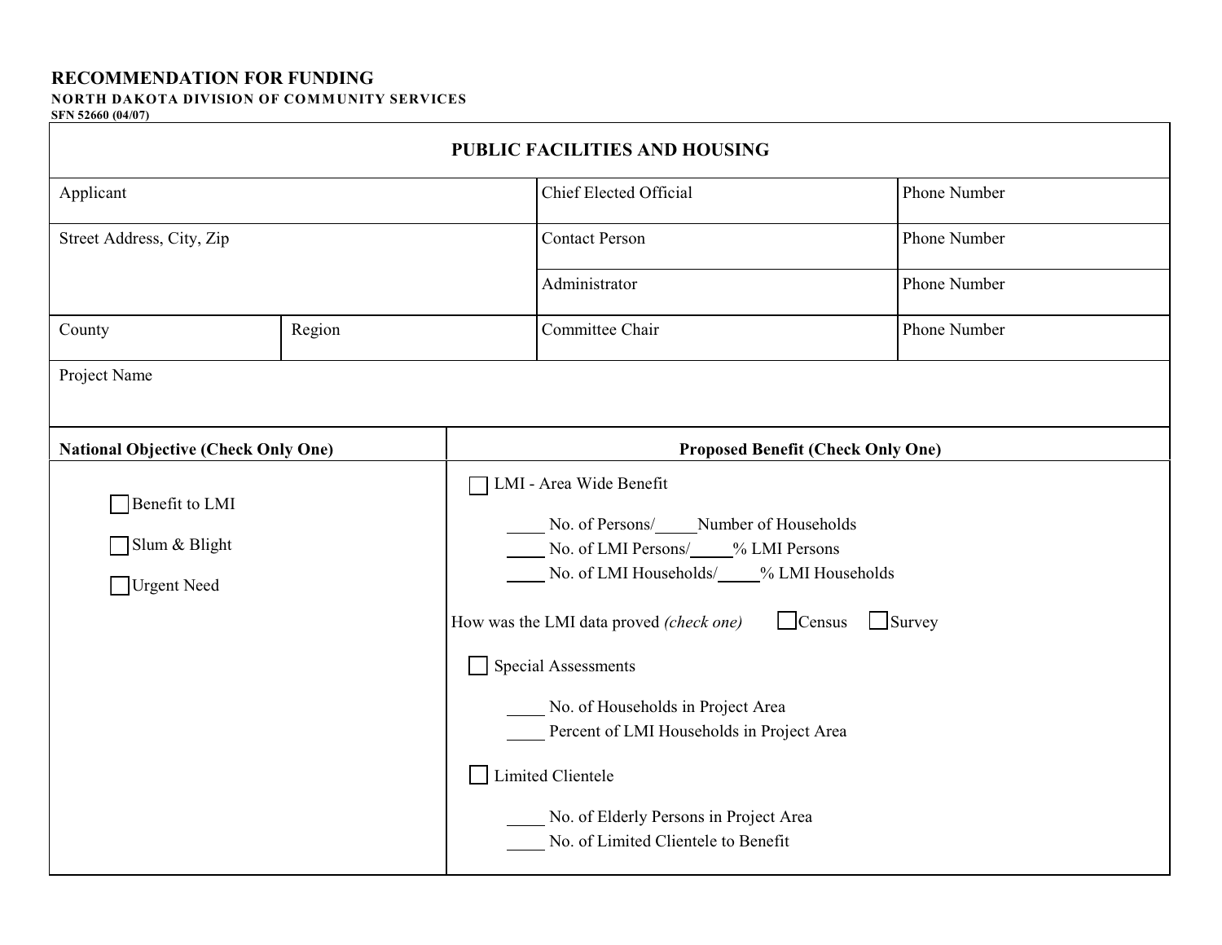# RECOMMENDATION FOR FUNDING

**NORTH DAKOTA DIVISION OF COMMUNITY SERVICES**

**SFN 52660 (04/07)**

## PUBLIC FACILITIES AND HOUSING

| Applicant | | Chief Elected Official | Phone Number |
|---|---|---|---|
| Street Address, City, Zip | | Contact Person | Phone Number |
| | | Administrator | Phone Number |
| County | Region | Committee Chair | Phone Number |
| Project Name | | | |

| National Objective (Check Only One) | Proposed Benefit (Check Only One) |
|---|---|
| ☐ Benefit to LMI<br>☐ Slum & Blight<br>☐ Urgent Need | ☐ LMI - Area Wide Benefit<br>_____ No. of Persons/_____Number of Households<br>_____ No. of LMI Persons/_____% LMI Persons<br>_____ No. of LMI Households/_____% LMI Households<br>How was the LMI data proved *(check one)* ☐ Census ☐ Survey<br>☐ Special Assessments<br>_____ No. of Households in Project Area<br>_____ Percent of LMI Households in Project Area<br>☐ Limited Clientele<br>_____ No. of Elderly Persons in Project Area<br>_____ No. of Limited Clientele to Benefit |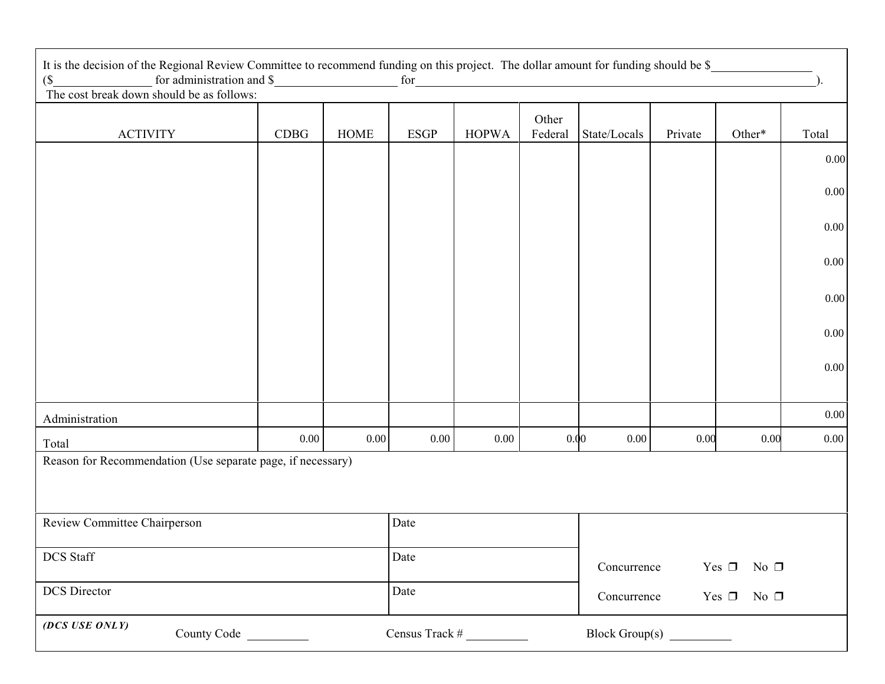It is the decision of the Regional Review Committee to recommend funding on this project. The dollar amount for funding should be $\_\_\_\_\_\_\_\_\_\_\_\_\_\_\_\_ ($\_\_\_\_\_\_\_\_\_\_\_\_\_\_\_\_ for administration and $\_\_\_\_\_\_\_\_\_\_\_\_\_\_\_\_\_\_\_\_ for\_\_\_\_\_\_\_\_\_\_\_\_\_\_\_\_\_\_\_\_\_\_\_\_\_\_\_\_\_\_\_\_\_\_\_\_\_\_\_\_\_\_\_\_\_\_\_\_\_\_\_\_\_\_\_\_\_\_\_\_\_\_\_\_\_\_\_\_\_\_\_\_\_\_).
The cost break down should be as follows:

| ACTIVITY | CDBG | HOME | ESGP | HOPWA | Other Federal | State/Locals | Private | Other* | Total |
|---|---|---|---|---|---|---|---|---|---|
| | | | | | | | | | 0.00 |
| | | | | | | | | | 0.00 |
| | | | | | | | | | 0.00 |
| | | | | | | | | | 0.00 |
| | | | | | | | | | 0.00 |
| | | | | | | | | | 0.00 |
| | | | | | | | | | 0.00 |
| Administration | | | | | | | | | 0.00 |
| Total | 0.00 | 0.00 | 0.00 | 0.00 | 0.00 | 0.00 | 0.00 | 0.00 | 0.00 |

Reason for Recommendation (Use separate page, if necessary)

| | | |
|---|---|---|
| Review Committee Chairperson | Date | |
| DCS Staff | Date | Concurrence Yes ❒ No ❒ |
| DCS Director | Date | Concurrence Yes ❒ No ❒ |

***(DCS USE ONLY)*** County Code \_\_\_\_\_\_\_\_\_\_ Census Track # \_\_\_\_\_\_\_\_\_\_ Block Group(s) \_\_\_\_\_\_\_\_\_\_